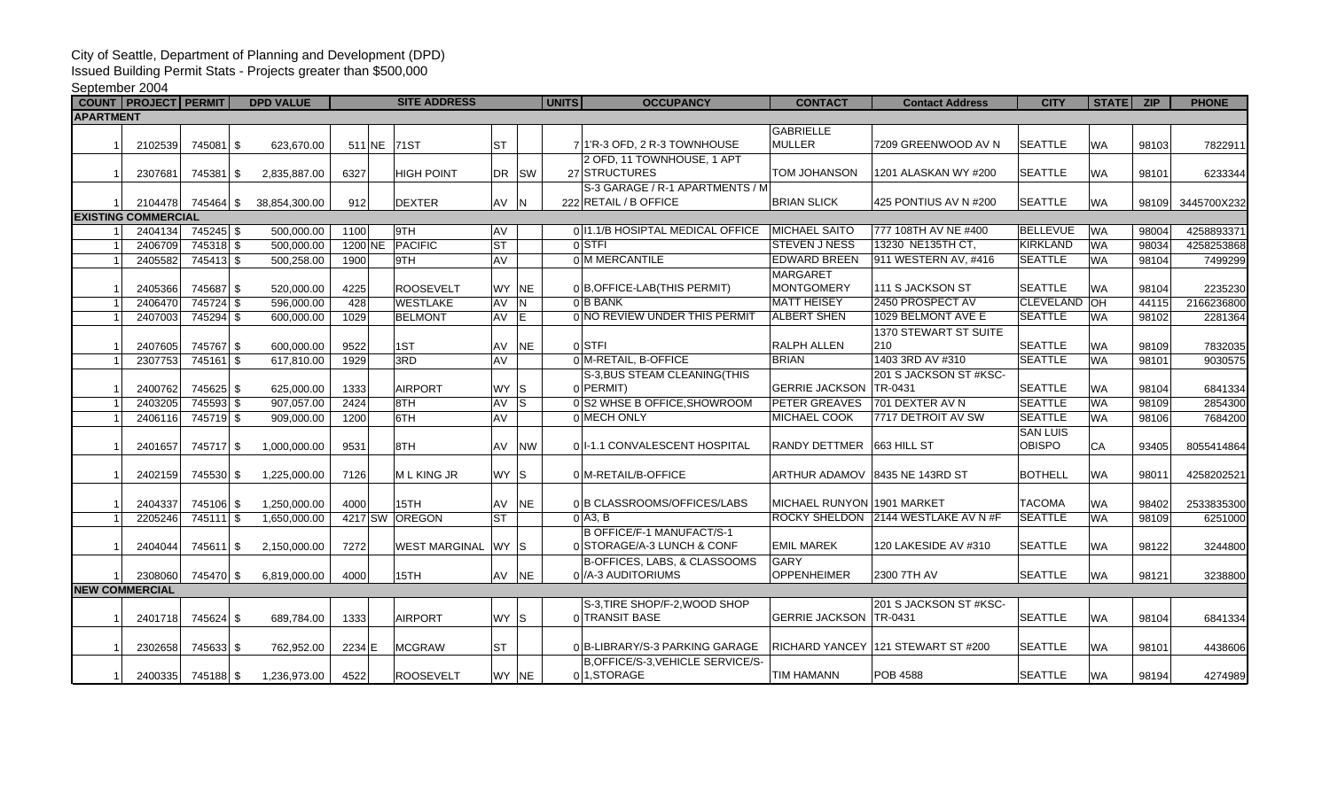City of Seattle, Department of Planning and Development (DPD)
Issued Building Permit Stats - Projects greater than $500,000
September 2004

| COUNT | PROJECT | PERMIT | DPD VALUE | SITE ADDRESS | | | | | UNITS | OCCUPANCY | CONTACT | Contact Address | CITY | STATE | ZIP | PHONE |
|---|---|---|---|---|---|---|---|---|---|---|---|---|---|---|---|---|
| **APARTMENT** | | | | | | | | | | | | | | | | |
| 1 | 2102539 | 745081 | $ 623,670.00 | 511 | NE | 71ST | ST | | 7 | 1'R-3 OFD, 2 R-3 TOWNHOUSE | GABRIELLE MULLER | 7209 GREENWOOD AV N | SEATTLE | WA | 98103 | 7822911 |
| 1 | 2307681 | 745381 | $ 2,835,887.00 | 6327 | | HIGH POINT | DR | SW | 27 | 2 OFD, 11 TOWNHOUSE, 1 APT STRUCTURES | TOM JOHANSON | 1201 ALASKAN WY #200 | SEATTLE | WA | 98101 | 6233344 |
| 1 | 2104478 | 745464 | $ 38,854,300.00 | 912 | | DEXTER | AV | N | 222 | S-3 GARAGE / R-1 APARTMENTS / M RETAIL / B OFFICE | BRIAN SLICK | 425 PONTIUS AV N #200 | SEATTLE | WA | 98109 | 3445700X232 |
| **EXISTING COMMERCIAL** | | | | | | | | | | | | | | | | |
| 1 | 2404134 | 745245 | $ 500,000.00 | 1100 | | 9TH | AV | | 0 | I1.1/B HOSIPTAL MEDICAL OFFICE | MICHAEL SAITO | 777 108TH AV NE #400 | BELLEVUE | WA | 98004 | 4258893371 |
| 1 | 2406709 | 745318 | $ 500,000.00 | 1200 | NE | PACIFIC | ST | | 0 | STFI | STEVEN J NESS | 13230 NE135TH CT, | KIRKLAND | WA | 98034 | 4258253868 |
| 1 | 2405582 | 745413 | $ 500,258.00 | 1900 | | 9TH | AV | | 0 | M MERCANTILE | EDWARD BREEN | 911 WESTERN AV, #416 | SEATTLE | WA | 98104 | 7499299 |
| 1 | 2405366 | 745687 | $ 520,000.00 | 4225 | | ROOSEVELT | WY | NE | 0 | B,OFFICE-LAB(THIS PERMIT) | MARGARET MONTGOMERY | 111 S JACKSON ST | SEATTLE | WA | 98104 | 2235230 |
| 1 | 2406470 | 745724 | $ 596,000.00 | 428 | | WESTLAKE | AV | N | 0 | B BANK | MATT HEISEY | 2450 PROSPECT AV | CLEVELAND | OH | 44115 | 2166236800 |
| 1 | 2407003 | 745294 | $ 600,000.00 | 1029 | | BELMONT | AV | E | 0 | NO REVIEW UNDER THIS PERMIT | ALBERT SHEN | 1029 BELMONT AVE E | SEATTLE | WA | 98102 | 2281364 |
| 1 | 2407605 | 745767 | $ 600,000.00 | 9522 | | 1ST | AV | NE | 0 | STFI | RALPH ALLEN | 1370 STEWART ST SUITE 210 | SEATTLE | WA | 98109 | 7832035 |
| 1 | 2307753 | 745161 | $ 617,810.00 | 1929 | | 3RD | AV | | 0 | M-RETAIL, B-OFFICE | BRIAN | 1403 3RD AV #310 | SEATTLE | WA | 98101 | 9030575 |
| 1 | 2400762 | 745625 | $ 625,000.00 | 1333 | | AIRPORT | WY | S | 0 | S-3,BUS STEAM CLEANING(THIS PERMIT) | GERRIE JACKSON | 201 S JACKSON ST #KSC-TR-0431 | SEATTLE | WA | 98104 | 6841334 |
| 1 | 2403205 | 745593 | $ 907,057.00 | 2424 | | 8TH | AV | S | 0 | S2 WHSE B OFFICE,SHOWROOM | PETER GREAVES | 701 DEXTER AV N | SEATTLE | WA | 98109 | 2854300 |
| 1 | 2406116 | 745719 | $ 909,000.00 | 1200 | | 6TH | AV | | 0 | MECH ONLY | MICHAEL COOK | 7717 DETROIT AV SW | SEATTLE | WA | 98106 | 7684200 |
| 1 | 2401657 | 745717 | $ 1,000,000.00 | 9531 | | 8TH | AV | NW | 0 | I-1.1 CONVALESCENT HOSPITAL | RANDY DETTMER | 663 HILL ST | SAN LUIS OBISPO | CA | 93405 | 8055414864 |
| 1 | 2402159 | 745530 | $ 1,225,000.00 | 7126 | | M L KING JR | WY | S | 0 | M-RETAIL/B-OFFICE | ARTHUR ADAMOV | 8435 NE 143RD ST | BOTHELL | WA | 98011 | 4258202521 |
| 1 | 2404337 | 745106 | $ 1,250,000.00 | 4000 | | 15TH | AV | NE | 0 | B CLASSROOMS/OFFICES/LABS | MICHAEL RUNYON | 1901 MARKET | TACOMA | WA | 98402 | 2533835300 |
| 1 | 2205246 | 745111 | $ 1,650,000.00 | 4217 | SW | OREGON | ST | | 0 | A3, B | ROCKY SHELDON | 2144 WESTLAKE AV N #F | SEATTLE | WA | 98109 | 6251000 |
| 1 | 2404044 | 745611 | $ 2,150,000.00 | 7272 | | WEST MARGINAL | WY | S | 0 | B OFFICE/F-1 MANUFACT/S-1 STORAGE/A-3 LUNCH & CONF | EMIL MAREK | 120 LAKESIDE AV #310 | SEATTLE | WA | 98122 | 3244800 |
| 1 | 2308060 | 745470 | $ 6,819,000.00 | 4000 | | 15TH | AV | NE | 0 | B-OFFICES, LABS, & CLASSOOMS /A-3 AUDITORIUMS | GARY OPPENHEIMER | 2300 7TH AV | SEATTLE | WA | 98121 | 3238800 |
| **NEW COMMERCIAL** | | | | | | | | | | | | | | | | |
| 1 | 2401718 | 745624 | $ 689,784.00 | 1333 | | AIRPORT | WY | S | 0 | S-3,TIRE SHOP/F-2,WOOD SHOP TRANSIT BASE | GERRIE JACKSON | 201 S JACKSON ST #KSC-TR-0431 | SEATTLE | WA | 98104 | 6841334 |
| 1 | 2302658 | 745633 | $ 762,952.00 | 2234 | E | MCGRAW | ST | | 0 | B-LIBRARY/S-3 PARKING GARAGE | RICHARD YANCEY | 121 STEWART ST #200 | SEATTLE | WA | 98101 | 4438606 |
| 1 | 2400335 | 745188 | $ 1,236,973.00 | 4522 | | ROOSEVELT | WY | NE | 0 | B,OFFICE/S-3,VEHICLE SERVICE/S-1,STORAGE | TIM HAMANN | POB 4588 | SEATTLE | WA | 98194 | 4274989 |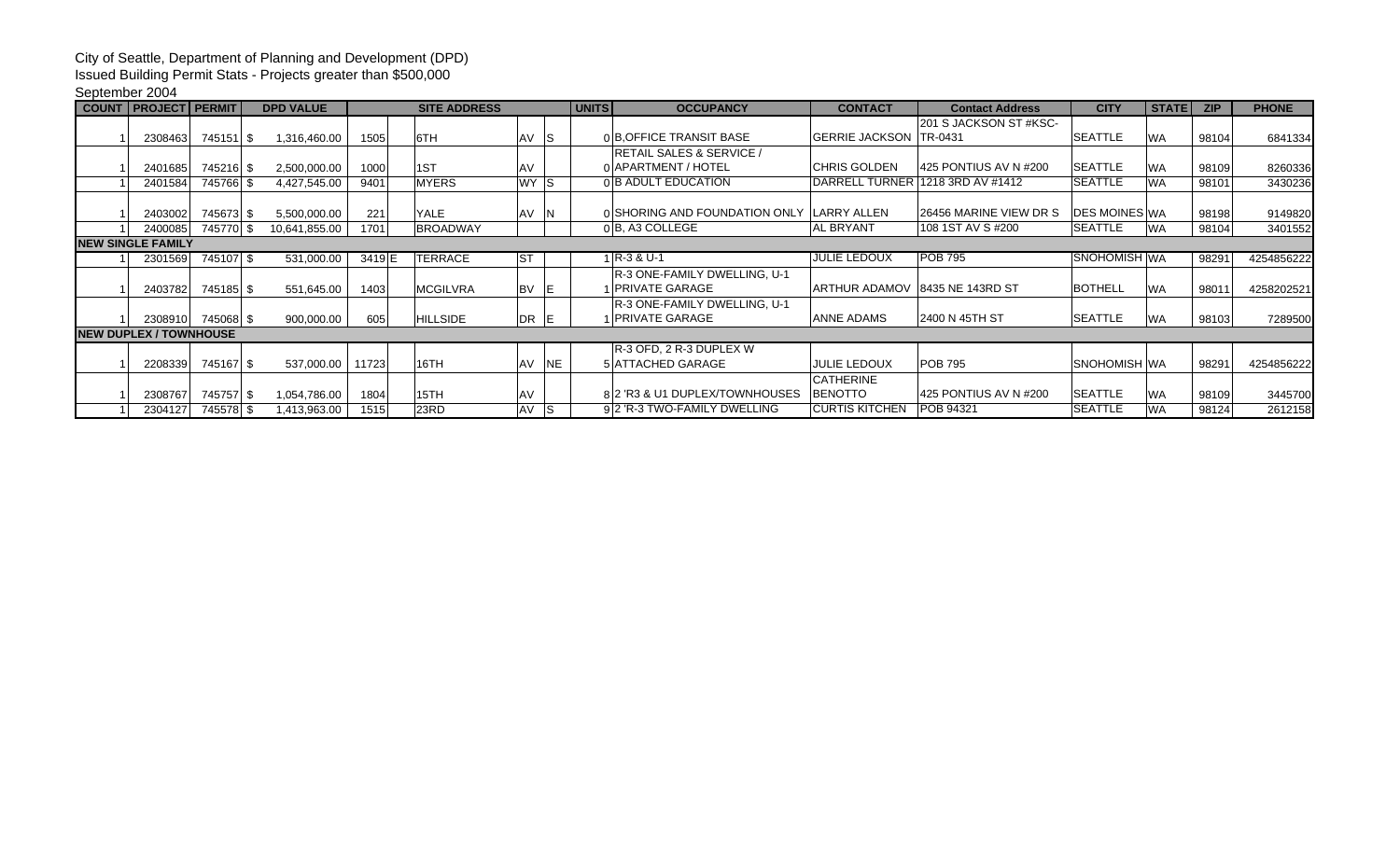City of Seattle, Department of Planning and Development (DPD)
Issued Building Permit Stats - Projects greater than $500,000
September 2004

| COUNT | PROJECT | PERMIT | DPD VALUE | SITE ADDRESS | | | | | UNITS | OCCUPANCY | CONTACT | Contact Address | CITY | STATE | ZIP | PHONE |
|---|---|---|---|---|---|---|---|---|---|---|---|---|---|---|---|---|
| 1 | 2308463 | 745151 | $ 1,316,460.00 | 1505 | | 6TH | AV | S | 0 | B,OFFICE TRANSIT BASE | GERRIE JACKSON | 201 S JACKSON ST #KSC-TR-0431 | SEATTLE | WA | 98104 | 6841334 |
| 1 | 2401685 | 745216 | $ 2,500,000.00 | 1000 | | 1ST | AV | | 0 | RETAIL SALES & SERVICE / APARTMENT / HOTEL | CHRIS GOLDEN | 425 PONTIUS AV N #200 | SEATTLE | WA | 98109 | 8260336 |
| 1 | 2401584 | 745766 | $ 4,427,545.00 | 9401 | | MYERS | WY | S | 0 | B ADULT EDUCATION | DARRELL TURNER | 1218 3RD AV #1412 | SEATTLE | WA | 98101 | 3430236 |
| 1 | 2403002 | 745673 | $ 5,500,000.00 | 221 | | YALE | AV | N | 0 | SHORING AND FOUNDATION ONLY | LARRY ALLEN | 26456 MARINE VIEW DR S | DES MOINES | WA | 98198 | 9149820 |
| 1 | 2400085 | 745770 | $ 10,641,855.00 | 1701 | | BROADWAY | | | 0 | B, A3 COLLEGE | AL BRYANT | 108 1ST AV S #200 | SEATTLE | WA | 98104 | 3401552 |
| **NEW SINGLE FAMILY** | | | | | | | | | | | | | | | | |
| 1 | 2301569 | 745107 | $ 531,000.00 | 3419 | E | TERRACE | ST | | 1 | R-3 & U-1 | JULIE LEDOUX | POB 795 | SNOHOMISH | WA | 98291 | 4254856222 |
| 1 | 2403782 | 745185 | $ 551,645.00 | 1403 | | MCGILVRA | BV | E | 1 | R-3 ONE-FAMILY DWELLING, U-1 PRIVATE GARAGE | ARTHUR ADAMOV | 8435 NE 143RD ST | BOTHELL | WA | 98011 | 4258202521 |
| 1 | 2308910 | 745068 | $ 900,000.00 | 605 | | HILLSIDE | DR | E | 1 | R-3 ONE-FAMILY DWELLING, U-1 PRIVATE GARAGE | ANNE ADAMS | 2400 N 45TH ST | SEATTLE | WA | 98103 | 7289500 |
| **NEW DUPLEX / TOWNHOUSE** | | | | | | | | | | | | | | | | |
| 1 | 2208339 | 745167 | $ 537,000.00 | 11723 | | 16TH | AV | NE | 5 | R-3 OFD, 2 R-3 DUPLEX W ATTACHED GARAGE | JULIE LEDOUX | POB 795 | SNOHOMISH | WA | 98291 | 4254856222 |
| 1 | 2308767 | 745757 | $ 1,054,786.00 | 1804 | | 15TH | AV | | 8 | 2 'R3 & U1 DUPLEX/TOWNHOUSES | CATHERINE BENOTTO | 425 PONTIUS AV N #200 | SEATTLE | WA | 98109 | 3445700 |
| 1 | 2304127 | 745578 | $ 1,413,963.00 | 1515 | | 23RD | AV | S | 9 | 2 'R-3 TWO-FAMILY DWELLING | CURTIS KITCHEN | POB 94321 | SEATTLE | WA | 98124 | 2612158 |